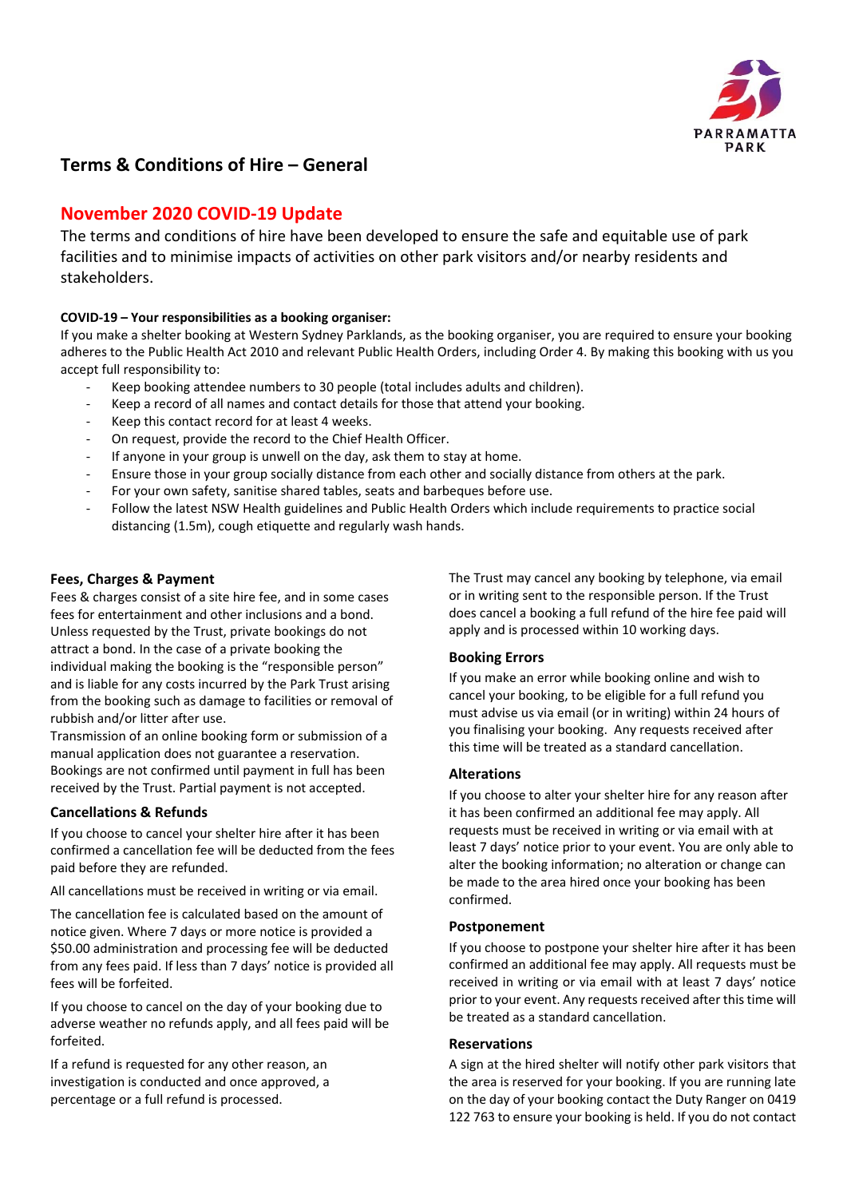# Terms & Conditions of Hire – General

## November 2020 COVID-19 Update

The terms and conditions of hire have been developed to ensure the safe and equitable use of park facilities and to minimise impacts of activities on other park visitors and/or nearby residents and stakeholders.

**COVID-19 – Your responsibilities as a booking organiser:**

If you make a shelter booking at Western Sydney Parklands, as the booking organiser, you are required to ensure your booking adheres to the Public Health Act 2010 and relevant Public Health Orders, including Order 4. By making this booking with us you accept full responsibility to:

- Keep booking attendee numbers to 30 people (total includes adults and children).
- Keep a record of all names and contact details for those that attend your booking.
- Keep this contact record for at least 4 weeks.
- On request, provide the record to the Chief Health Officer.
- If anyone in your group is unwell on the day, ask them to stay at home.
- Ensure those in your group socially distance from each other and socially distance from others at the park.
- For your own safety, sanitise shared tables, seats and barbeques before use.
- Follow the latest NSW Health guidelines and Public Health Orders which include requirements to practice social distancing (1.5m), cough etiquette and regularly wash hands.

### Fees, Charges & Payment

Fees & charges consist of a site hire fee, and in some cases fees for entertainment and other inclusions and a bond. Unless requested by the Trust, private bookings do not attract a bond. In the case of a private booking the individual making the booking is the "responsible person" and is liable for any costs incurred by the Park Trust arising from the booking such as damage to facilities or removal of rubbish and/or litter after use.

Transmission of an online booking form or submission of a manual application does not guarantee a reservation. Bookings are not confirmed until payment in full has been received by the Trust. Partial payment is not accepted.

### Cancellations & Refunds

If you choose to cancel your shelter hire after it has been confirmed a cancellation fee will be deducted from the fees paid before they are refunded.

All cancellations must be received in writing or via email.

The cancellation fee is calculated based on the amount of notice given. Where 7 days or more notice is provided a $50.00 administration and processing fee will be deducted from any fees paid. If less than 7 days' notice is provided all fees will be forfeited.

If you choose to cancel on the day of your booking due to adverse weather no refunds apply, and all fees paid will be forfeited.

If a refund is requested for any other reason, an investigation is conducted and once approved, a percentage or a full refund is processed.

The Trust may cancel any booking by telephone, via email or in writing sent to the responsible person. If the Trust does cancel a booking a full refund of the hire fee paid will apply and is processed within 10 working days.

### Booking Errors

If you make an error while booking online and wish to cancel your booking, to be eligible for a full refund you must advise us via email (or in writing) within 24 hours of you finalising your booking. Any requests received after this time will be treated as a standard cancellation.

### Alterations

If you choose to alter your shelter hire for any reason after it has been confirmed an additional fee may apply. All requests must be received in writing or via email with at least 7 days' notice prior to your event. You are only able to alter the booking information; no alteration or change can be made to the area hired once your booking has been confirmed.

### Postponement

If you choose to postpone your shelter hire after it has been confirmed an additional fee may apply. All requests must be received in writing or via email with at least 7 days' notice prior to your event. Any requests received after this time will be treated as a standard cancellation.

### Reservations

A sign at the hired shelter will notify other park visitors that the area is reserved for your booking. If you are running late on the day of your booking contact the Duty Ranger on 0419 122 763 to ensure your booking is held. If you do not contact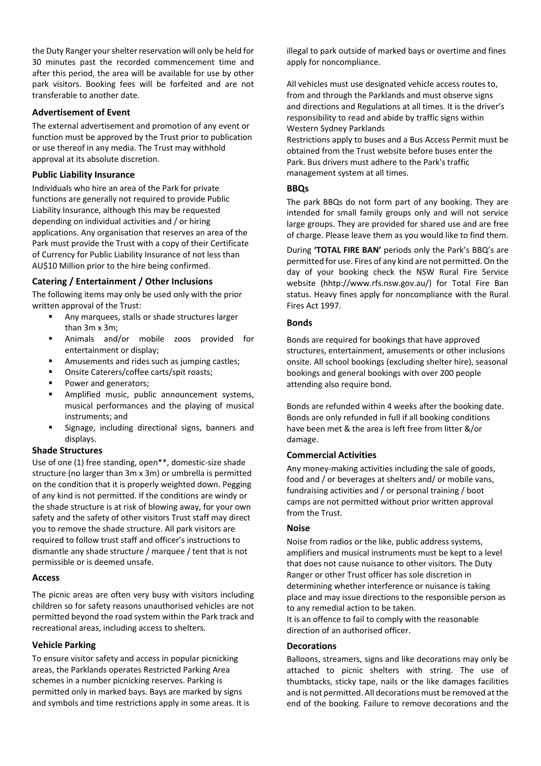the Duty Ranger your shelter reservation will only be held for 30 minutes past the recorded commencement time and after this period, the area will be available for use by other park visitors. Booking fees will be forfeited and are not transferable to another date.

### Advertisement of Event

The external advertisement and promotion of any event or function must be approved by the Trust prior to publication or use thereof in any media. The Trust may withhold approval at its absolute discretion.

### Public Liability Insurance

Individuals who hire an area of the Park for private functions are generally not required to provide Public Liability Insurance, although this may be requested depending on individual activities and / or hiring applications. Any organisation that reserves an area of the Park must provide the Trust with a copy of their Certificate of Currency for Public Liability Insurance of not less than AU$10 Million prior to the hire being confirmed.

### Catering / Entertainment / Other Inclusions

The following items may only be used only with the prior written approval of the Trust:

- Any marquees, stalls or shade structures larger than 3m x 3m;
- Animals and/or mobile zoos provided for entertainment or display;
- Amusements and rides such as jumping castles;
- Onsite Caterers/coffee carts/spit roasts;
- Power and generators;
- Amplified music, public announcement systems, musical performances and the playing of musical instruments; and
- Signage, including directional signs, banners and displays.

### Shade Structures

Use of one (1) free standing, open**, domestic-size shade structure (no larger than 3m x 3m) or umbrella is permitted on the condition that it is properly weighted down. Pegging of any kind is not permitted. If the conditions are windy or the shade structure is at risk of blowing away, for your own safety and the safety of other visitors Trust staff may direct you to remove the shade structure. All park visitors are required to follow trust staff and officer's instructions to dismantle any shade structure / marquee / tent that is not permissible or is deemed unsafe.

### Access

The picnic areas are often very busy with visitors including children so for safety reasons unauthorised vehicles are not permitted beyond the road system within the Park track and recreational areas, including access to shelters.

### Vehicle Parking

To ensure visitor safety and access in popular picnicking areas, the Parklands operates Restricted Parking Area schemes in a number picnicking reserves. Parking is permitted only in marked bays. Bays are marked by signs and symbols and time restrictions apply in some areas. It is illegal to park outside of marked bays or overtime and fines apply for noncompliance.

All vehicles must use designated vehicle access routes to, from and through the Parklands and must observe signs and directions and Regulations at all times. It is the driver's responsibility to read and abide by traffic signs within Western Sydney Parklands

Restrictions apply to buses and a Bus Access Permit must be obtained from the Trust website before buses enter the Park. Bus drivers must adhere to the Park's traffic management system at all times.

### BBQs

The park BBQs do not form part of any booking. They are intended for small family groups only and will not service large groups. They are provided for shared use and are free of charge. Please leave them as you would like to find them.

During **'TOTAL FIRE BAN'** periods only the Park's BBQ's are permitted for use. Fires of any kind are not permitted. On the day of your booking check the NSW Rural Fire Service website (hhtp://www.rfs.nsw.gov.au/) for Total Fire Ban status. Heavy fines apply for noncompliance with the Rural Fires Act 1997.

### Bonds

Bonds are required for bookings that have approved structures, entertainment, amusements or other inclusions onsite. All school bookings (excluding shelter hire), seasonal bookings and general bookings with over 200 people attending also require bond.

Bonds are refunded within 4 weeks after the booking date. Bonds are only refunded in full if all booking conditions have been met & the area is left free from litter &/or damage.

### Commercial Activities

Any money-making activities including the sale of goods, food and / or beverages at shelters and/ or mobile vans, fundraising activities and / or personal training / boot camps are not permitted without prior written approval from the Trust.

### Noise

Noise from radios or the like, public address systems, amplifiers and musical instruments must be kept to a level that does not cause nuisance to other visitors. The Duty Ranger or other Trust officer has sole discretion in determining whether interference or nuisance is taking place and may issue directions to the responsible person as to any remedial action to be taken.

It is an offence to fail to comply with the reasonable direction of an authorised officer.

### Decorations

Balloons, streamers, signs and like decorations may only be attached to picnic shelters with string. The use of thumbtacks, sticky tape, nails or the like damages facilities and is not permitted. All decorations must be removed at the end of the booking. Failure to remove decorations and the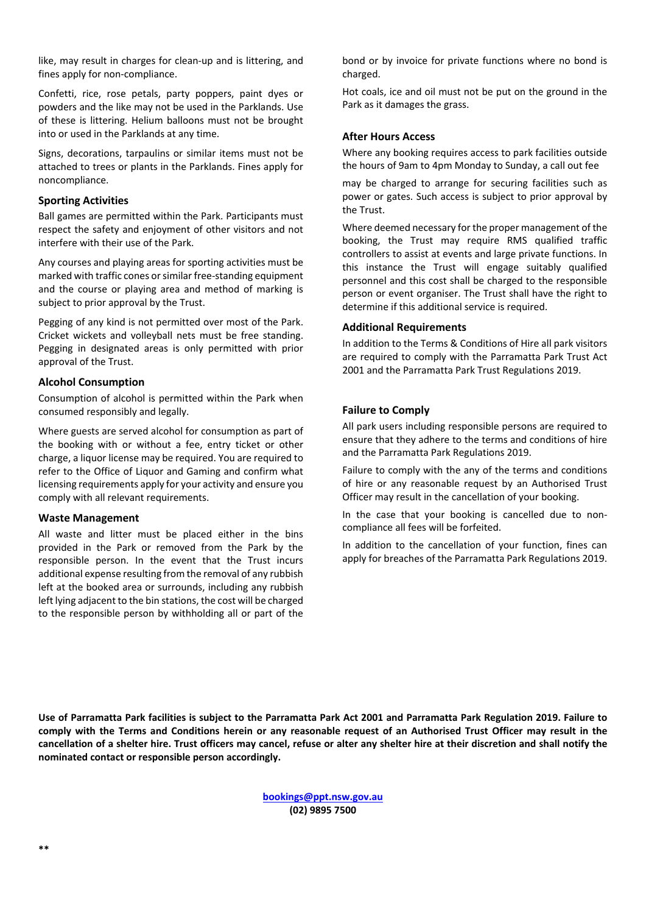like, may result in charges for clean-up and is littering, and fines apply for non-compliance.

Confetti, rice, rose petals, party poppers, paint dyes or powders and the like may not be used in the Parklands. Use of these is littering. Helium balloons must not be brought into or used in the Parklands at any time.

Signs, decorations, tarpaulins or similar items must not be attached to trees or plants in the Parklands. Fines apply for noncompliance.

### Sporting Activities

Ball games are permitted within the Park. Participants must respect the safety and enjoyment of other visitors and not interfere with their use of the Park.

Any courses and playing areas for sporting activities must be marked with traffic cones or similar free-standing equipment and the course or playing area and method of marking is subject to prior approval by the Trust.

Pegging of any kind is not permitted over most of the Park. Cricket wickets and volleyball nets must be free standing. Pegging in designated areas is only permitted with prior approval of the Trust.

### Alcohol Consumption

Consumption of alcohol is permitted within the Park when consumed responsibly and legally.

Where guests are served alcohol for consumption as part of the booking with or without a fee, entry ticket or other charge, a liquor license may be required. You are required to refer to the Office of Liquor and Gaming and confirm what licensing requirements apply for your activity and ensure you comply with all relevant requirements.

### Waste Management

All waste and litter must be placed either in the bins provided in the Park or removed from the Park by the responsible person. In the event that the Trust incurs additional expense resulting from the removal of any rubbish left at the booked area or surrounds, including any rubbish left lying adjacent to the bin stations, the cost will be charged to the responsible person by withholding all or part of the bond or by invoice for private functions where no bond is charged.

Hot coals, ice and oil must not be put on the ground in the Park as it damages the grass.

### After Hours Access

Where any booking requires access to park facilities outside the hours of 9am to 4pm Monday to Sunday, a call out fee may be charged to arrange for securing facilities such as power or gates. Such access is subject to prior approval by the Trust.

Where deemed necessary for the proper management of the booking, the Trust may require RMS qualified traffic controllers to assist at events and large private functions. In this instance the Trust will engage suitably qualified personnel and this cost shall be charged to the responsible person or event organiser. The Trust shall have the right to determine if this additional service is required.

### Additional Requirements

In addition to the Terms & Conditions of Hire all park visitors are required to comply with the Parramatta Park Trust Act 2001 and the Parramatta Park Trust Regulations 2019.

### Failure to Comply

All park users including responsible persons are required to ensure that they adhere to the terms and conditions of hire and the Parramatta Park Regulations 2019.

Failure to comply with the any of the terms and conditions of hire or any reasonable request by an Authorised Trust Officer may result in the cancellation of your booking.

In the case that your booking is cancelled due to non-compliance all fees will be forfeited.

In addition to the cancellation of your function, fines can apply for breaches of the Parramatta Park Regulations 2019.

**Use of Parramatta Park facilities is subject to the Parramatta Park Act 2001 and Parramatta Park Regulation 2019. Failure to comply with the Terms and Conditions herein or any reasonable request of an Authorised Trust Officer may result in the cancellation of a shelter hire. Trust officers may cancel, refuse or alter any shelter hire at their discretion and shall notify the nominated contact or responsible person accordingly.**

**[bookings@ppt.nsw.gov.au](mailto:bookings@ppt.nsw.gov.au)**
**(02) 9895 7500**

**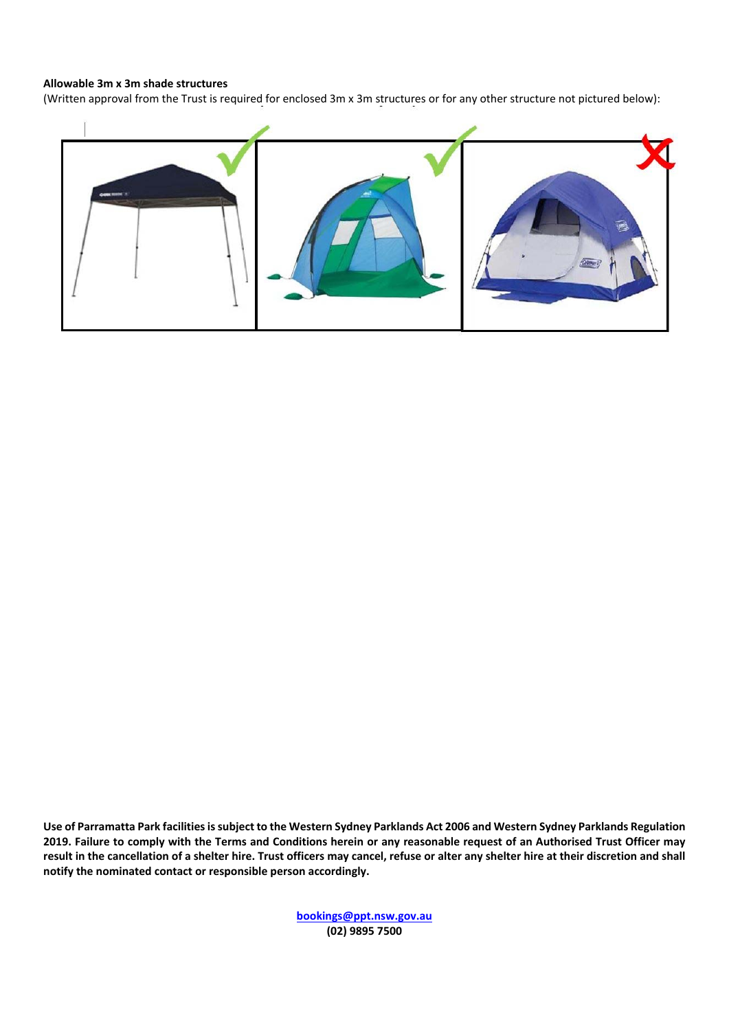**Allowable 3m x 3m shade structures**

(Written approval from the Trust is required for enclosed 3m x 3m structures or for any other structure not pictured below):

**Use of Parramatta Park facilities is subject to the Western Sydney Parklands Act 2006 and Western Sydney Parklands Regulation 2019. Failure to comply with the Terms and Conditions herein or any reasonable request of an Authorised Trust Officer may result in the cancellation of a shelter hire. Trust officers may cancel, refuse or alter any shelter hire at their discretion and shall notify the nominated contact or responsible person accordingly.**

**bookings@ppt.nsw.gov.au**
**(02) 9895 7500**